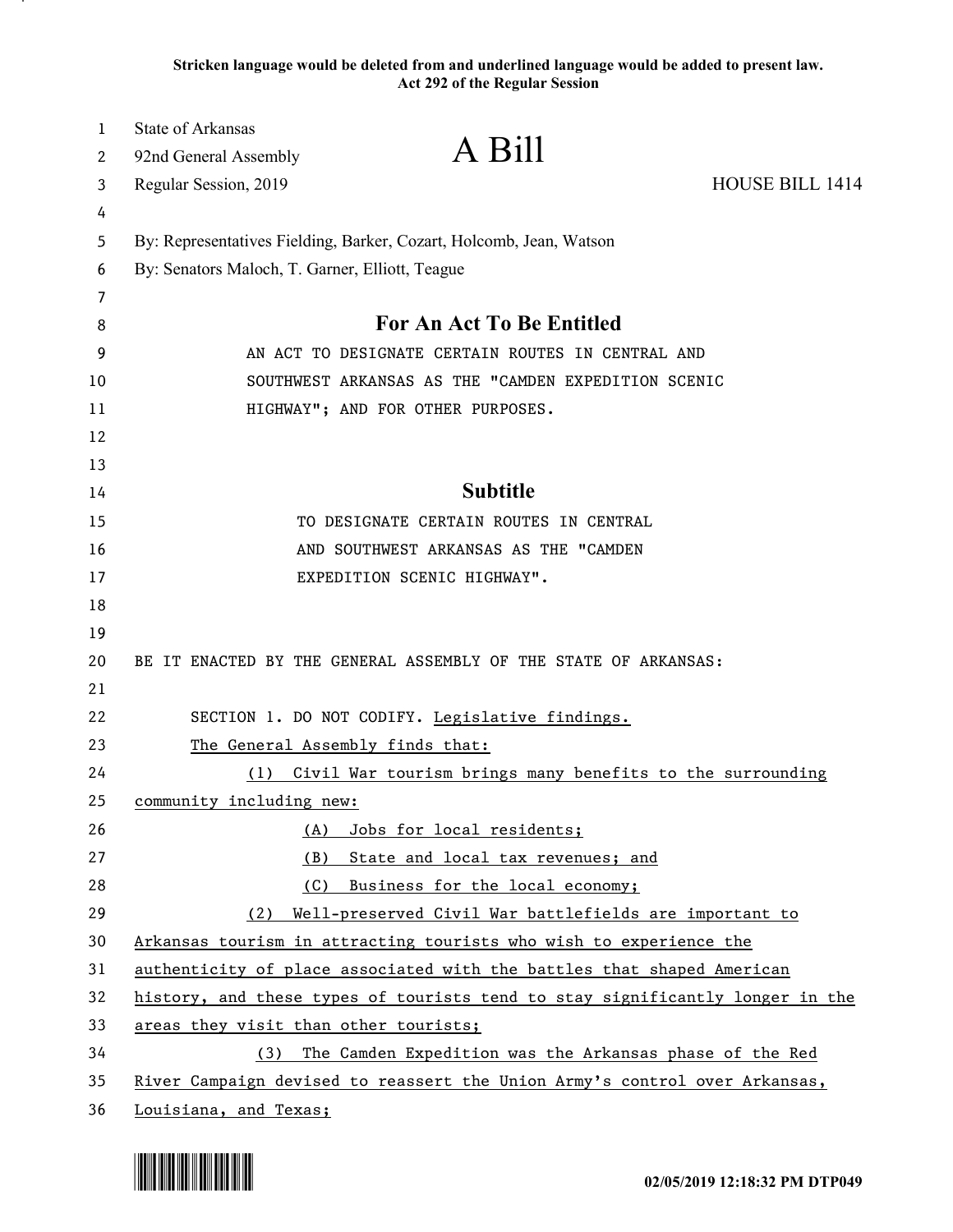**Stricken language would be deleted from and underlined language would be added to present law.**
**Act 292 of the Regular Session**

State of Arkansas
92nd General Assembly
Regular Session, 2019

# A Bill

HOUSE BILL 1414

By: Representatives Fielding, Barker, Cozart, Holcomb, Jean, Watson
By: Senators Maloch, T. Garner, Elliott, Teague

## For An Act To Be Entitled

AN ACT TO DESIGNATE CERTAIN ROUTES IN CENTRAL AND SOUTHWEST ARKANSAS AS THE "CAMDEN EXPEDITION SCENIC HIGHWAY"; AND FOR OTHER PURPOSES.

## Subtitle

TO DESIGNATE CERTAIN ROUTES IN CENTRAL AND SOUTHWEST ARKANSAS AS THE "CAMDEN EXPEDITION SCENIC HIGHWAY".

BE IT ENACTED BY THE GENERAL ASSEMBLY OF THE STATE OF ARKANSAS:

SECTION 1. DO NOT CODIFY. Legislative findings.

The General Assembly finds that:

(1) Civil War tourism brings many benefits to the surrounding community including new:

(A) Jobs for local residents;

(B) State and local tax revenues; and

(C) Business for the local economy;

(2) Well-preserved Civil War battlefields are important to Arkansas tourism in attracting tourists who wish to experience the authenticity of place associated with the battles that shaped American history, and these types of tourists tend to stay significantly longer in the areas they visit than other tourists;

(3) The Camden Expedition was the Arkansas phase of the Red River Campaign devised to reassert the Union Army's control over Arkansas, Louisiana, and Texas;

02/05/2019 12:18:32 PM DTP049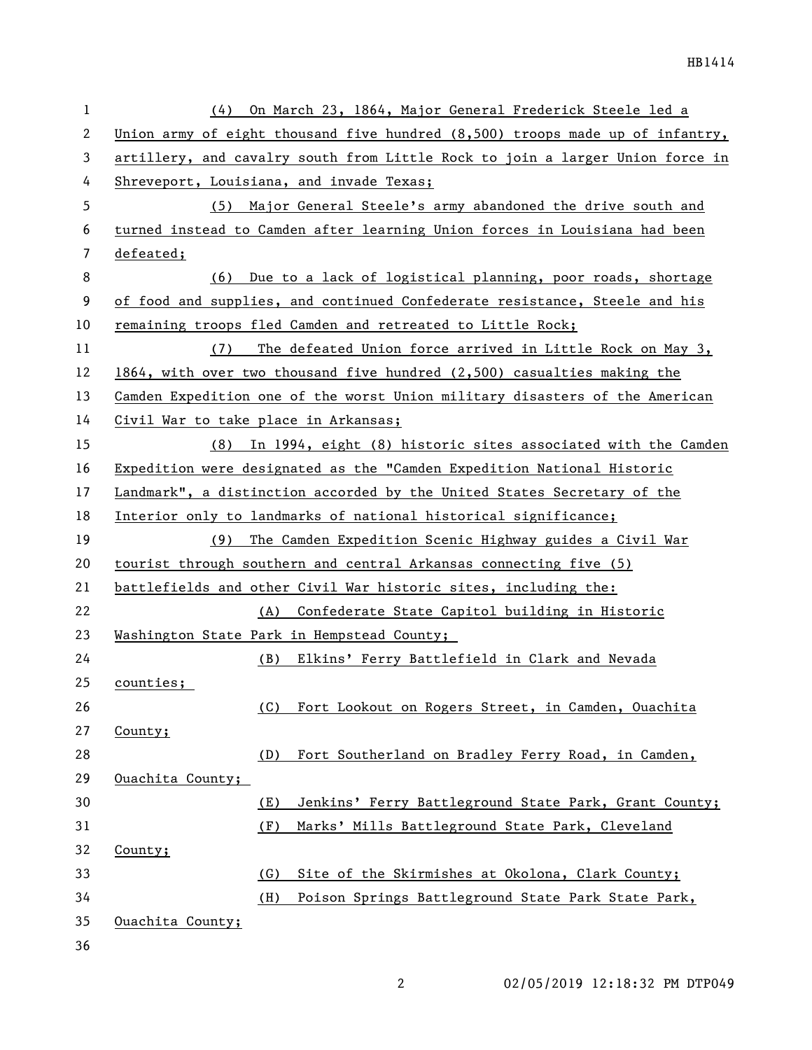(4) On March 23, 1864, Major General Frederick Steele led a Union army of eight thousand five hundred (8,500) troops made up of infantry, artillery, and cavalry south from Little Rock to join a larger Union force in Shreveport, Louisiana, and invade Texas;

(5) Major General Steele's army abandoned the drive south and turned instead to Camden after learning Union forces in Louisiana had been defeated;

(6) Due to a lack of logistical planning, poor roads, shortage of food and supplies, and continued Confederate resistance, Steele and his remaining troops fled Camden and retreated to Little Rock;

(7) The defeated Union force arrived in Little Rock on May 3, 1864, with over two thousand five hundred (2,500) casualties making the Camden Expedition one of the worst Union military disasters of the American Civil War to take place in Arkansas;

(8) In 1994, eight (8) historic sites associated with the Camden Expedition were designated as the "Camden Expedition National Historic Landmark", a distinction accorded by the United States Secretary of the Interior only to landmarks of national historical significance;

(9) The Camden Expedition Scenic Highway guides a Civil War tourist through southern and central Arkansas connecting five (5) battlefields and other Civil War historic sites, including the:

(A) Confederate State Capitol building in Historic Washington State Park in Hempstead County;

(B) Elkins' Ferry Battlefield in Clark and Nevada counties;

(C) Fort Lookout on Rogers Street, in Camden, Ouachita County;

(D) Fort Southerland on Bradley Ferry Road, in Camden, Ouachita County;

(E) Jenkins' Ferry Battleground State Park, Grant County;

(F) Marks' Mills Battleground State Park, Cleveland County;

(G) Site of the Skirmishes at Okolona, Clark County;

(H) Poison Springs Battleground State Park State Park, Ouachita County;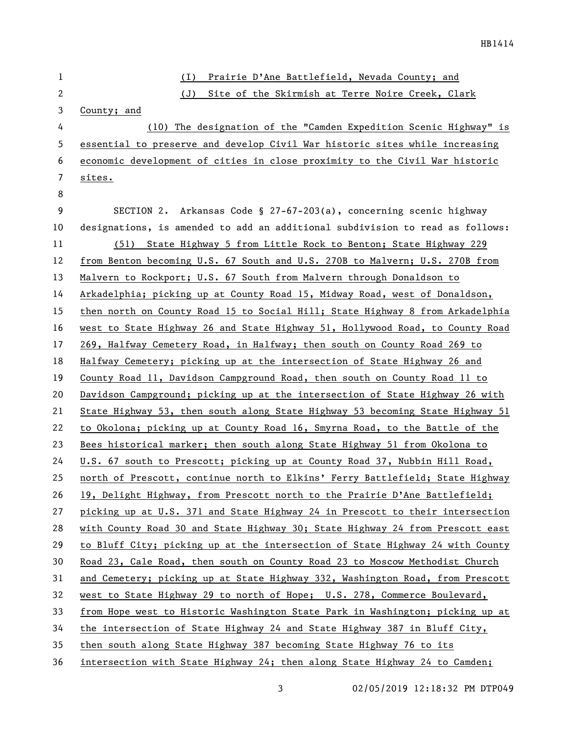(I) Prairie D'Ane Battlefield, Nevada County; and

(J) Site of the Skirmish at Terre Noire Creek, Clark County; and

(10) The designation of the "Camden Expedition Scenic Highway" is essential to preserve and develop Civil War historic sites while increasing economic development of cities in close proximity to the Civil War historic sites.

SECTION 2. Arkansas Code § 27-67-203(a), concerning scenic highway designations, is amended to add an additional subdivision to read as follows:

(51) State Highway 5 from Little Rock to Benton; State Highway 229 from Benton becoming U.S. 67 South and U.S. 270B to Malvern; U.S. 270B from Malvern to Rockport; U.S. 67 South from Malvern through Donaldson to Arkadelphia; picking up at County Road 15, Midway Road, west of Donaldson, then north on County Road 15 to Social Hill; State Highway 8 from Arkadelphia west to State Highway 26 and State Highway 51, Hollywood Road, to County Road 269, Halfway Cemetery Road, in Halfway; then south on County Road 269 to Halfway Cemetery; picking up at the intersection of State Highway 26 and County Road 11, Davidson Campground Road, then south on County Road 11 to Davidson Campground; picking up at the intersection of State Highway 26 with State Highway 53, then south along State Highway 53 becoming State Highway 51 to Okolona; picking up at County Road 16, Smyrna Road, to the Battle of the Bees historical marker; then south along State Highway 51 from Okolona to U.S. 67 south to Prescott; picking up at County Road 37, Nubbin Hill Road, north of Prescott, continue north to Elkins' Ferry Battlefield; State Highway 19, Delight Highway, from Prescott north to the Prairie D'Ane Battlefield; picking up at U.S. 371 and State Highway 24 in Prescott to their intersection with County Road 30 and State Highway 30; State Highway 24 from Prescott east to Bluff City; picking up at the intersection of State Highway 24 with County Road 23, Cale Road, then south on County Road 23 to Moscow Methodist Church and Cemetery; picking up at State Highway 332, Washington Road, from Prescott west to State Highway 29 to north of Hope; U.S. 278, Commerce Boulevard, from Hope west to Historic Washington State Park in Washington; picking up at the intersection of State Highway 24 and State Highway 387 in Bluff City, then south along State Highway 387 becoming State Highway 76 to its intersection with State Highway 24; then along State Highway 24 to Camden;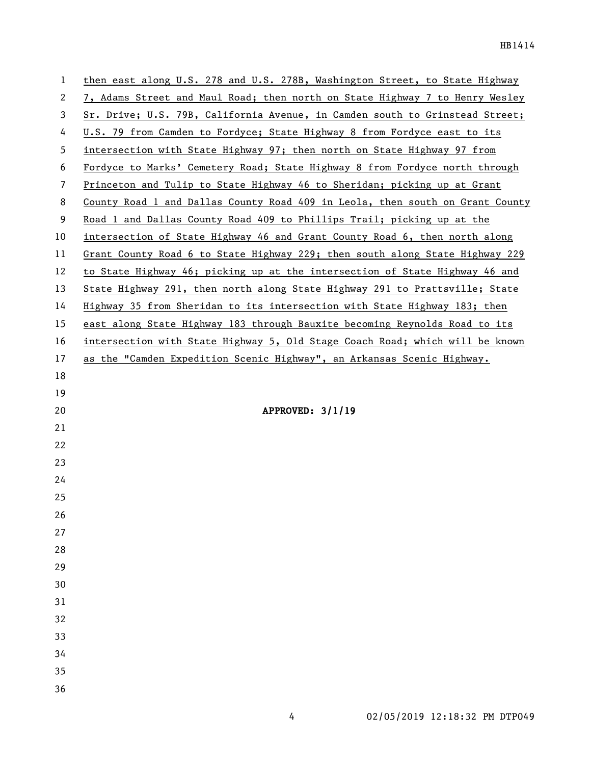then east along U.S. 278 and U.S. 278B, Washington Street, to State Highway 7, Adams Street and Maul Road; then north on State Highway 7 to Henry Wesley Sr. Drive; U.S. 79B, California Avenue, in Camden south to Grinstead Street; U.S. 79 from Camden to Fordyce; State Highway 8 from Fordyce east to its intersection with State Highway 97; then north on State Highway 97 from Fordyce to Marks' Cemetery Road; State Highway 8 from Fordyce north through Princeton and Tulip to State Highway 46 to Sheridan; picking up at Grant County Road 1 and Dallas County Road 409 in Leola, then south on Grant County Road 1 and Dallas County Road 409 to Phillips Trail; picking up at the intersection of State Highway 46 and Grant County Road 6, then north along Grant County Road 6 to State Highway 229; then south along State Highway 229 to State Highway 46; picking up at the intersection of State Highway 46 and State Highway 291, then north along State Highway 291 to Prattsville; State Highway 35 from Sheridan to its intersection with State Highway 183; then east along State Highway 183 through Bauxite becoming Reynolds Road to its intersection with State Highway 5, Old Stage Coach Road; which will be known as the "Camden Expedition Scenic Highway", an Arkansas Scenic Highway.

**APPROVED: 3/1/19**